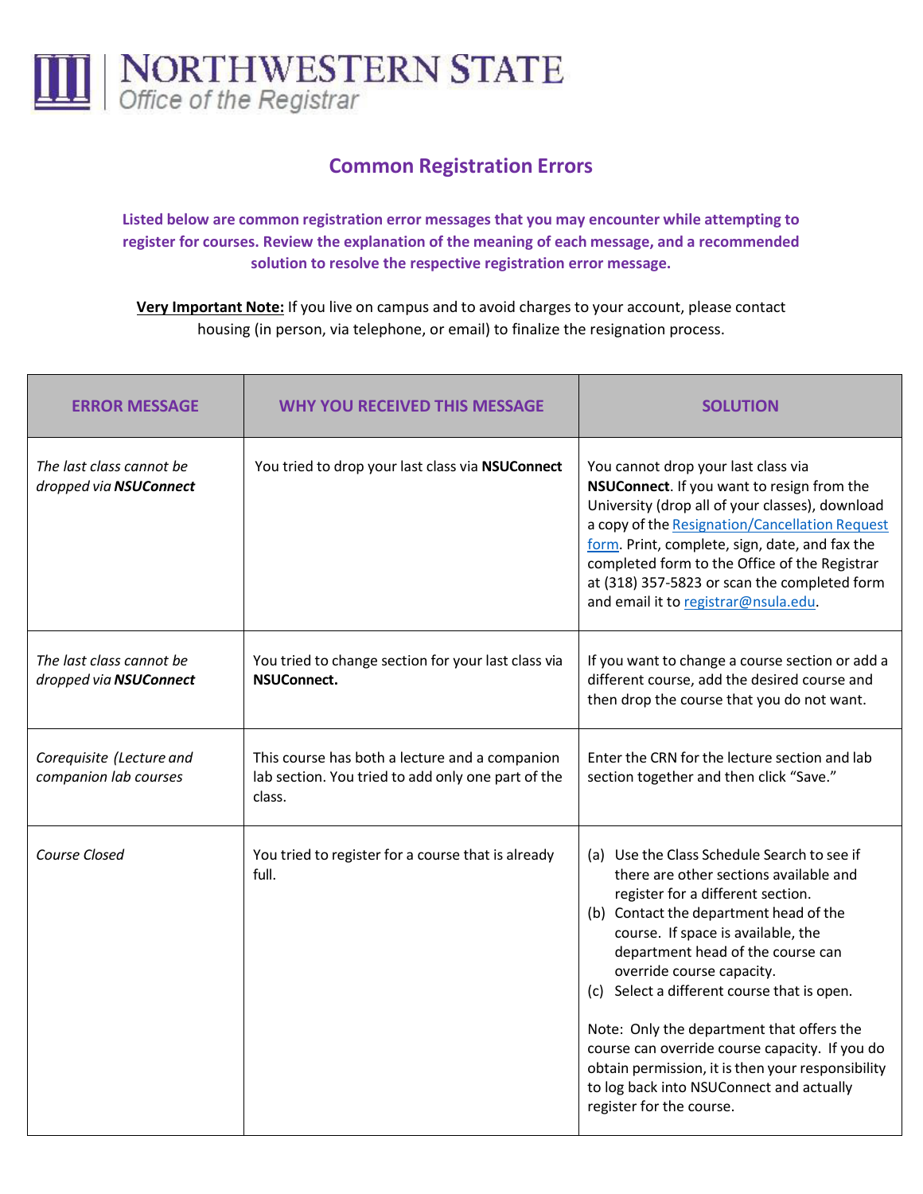# NORTHWESTERN STATE
Office of the Registrar

## Common Registration Errors

**Listed below are common registration error messages that you may encounter while attempting to register for courses. Review the explanation of the meaning of each message, and a recommended solution to resolve the respective registration error message.**

**Very Important Note:** If you live on campus and to avoid charges to your account, please contact housing (in person, via telephone, or email) to finalize the resignation process.

| ERROR MESSAGE | WHY YOU RECEIVED THIS MESSAGE | SOLUTION |
|---|---|---|
| *The last class cannot be dropped via **NSUConnect*** | You tried to drop your last class via **NSUConnect** | You cannot drop your last class via **NSUConnect**. If you want to resign from the University (drop all of your classes), download a copy of the [Resignation/Cancellation Request form](). Print, complete, sign, date, and fax the completed form to the Office of the Registrar at (318) 357-5823 or scan the completed form and email it to [registrar@nsula.edu](mailto:registrar@nsula.edu). |
| *The last class cannot be dropped via **NSUConnect*** | You tried to change section for your last class via **NSUConnect.** | If you want to change a course section or add a different course, add the desired course and then drop the course that you do not want. |
| *Corequisite (Lecture and companion lab courses* | This course has both a lecture and a companion lab section. You tried to add only one part of the class. | Enter the CRN for the lecture section and lab section together and then click "Save." |
| *Course Closed* | You tried to register for a course that is already full. | (a) Use the Class Schedule Search to see if there are other sections available and register for a different section.<br>(b) Contact the department head of the course. If space is available, the department head of the course can override course capacity.<br>(c) Select a different course that is open.<br><br>Note: Only the department that offers the course can override course capacity. If you do obtain permission, it is then your responsibility to log back into NSUConnect and actually register for the course. |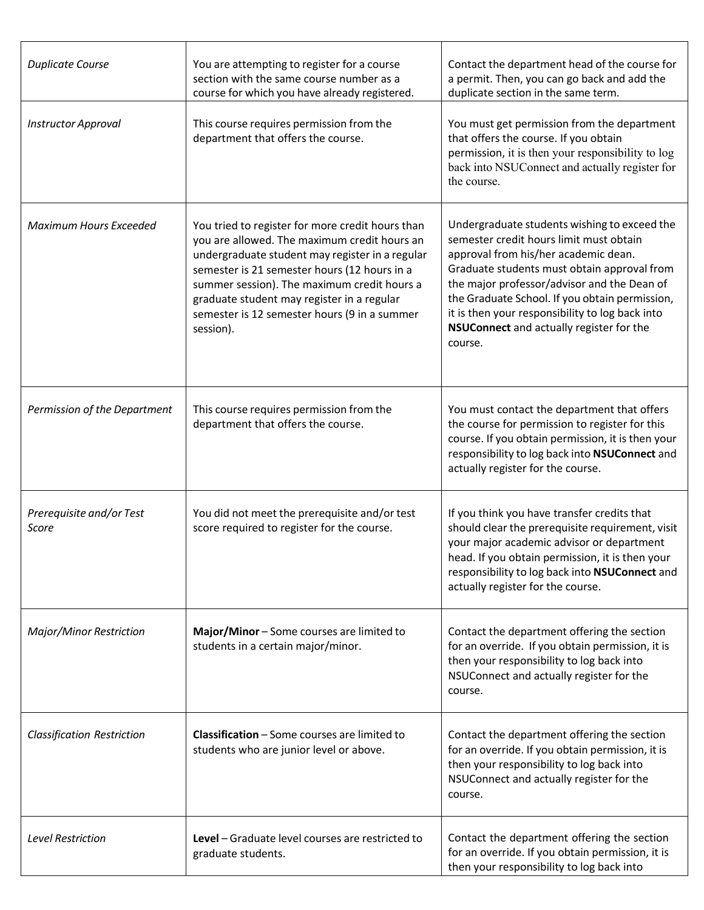| | | |
|---|---|---|
| *Duplicate Course* | You are attempting to register for a course section with the same course number as a course for which you have already registered. | Contact the department head of the course for a permit. Then, you can go back and add the duplicate section in the same term. |
| *Instructor Approval* | This course requires permission from the department that offers the course. | You must get permission from the department that offers the course. If you obtain permission, it is then your responsibility to log back into NSUConnect and actually register for the course. |
| *Maximum Hours Exceeded* | You tried to register for more credit hours than you are allowed. The maximum credit hours an undergraduate student may register in a regular semester is 21 semester hours (12 hours in a summer session). The maximum credit hours a graduate student may register in a regular semester is 12 semester hours (9 in a summer session). | Undergraduate students wishing to exceed the semester credit hours limit must obtain approval from his/her academic dean. Graduate students must obtain approval from the major professor/advisor and the Dean of the Graduate School. If you obtain permission, it is then your responsibility to log back into **NSUConnect** and actually register for the course. |
| *Permission of the Department* | This course requires permission from the department that offers the course. | You must contact the department that offers the course for permission to register for this course. If you obtain permission, it is then your responsibility to log back into **NSUConnect** and actually register for the course. |
| *Prerequisite and/or Test Score* | You did not meet the prerequisite and/or test score required to register for the course. | If you think you have transfer credits that should clear the prerequisite requirement, visit your major academic advisor or department head. If you obtain permission, it is then your responsibility to log back into **NSUConnect** and actually register for the course. |
| *Major/Minor Restriction* | **Major/Minor** – Some courses are limited to students in a certain major/minor. | Contact the department offering the section for an override. If you obtain permission, it is then your responsibility to log back into NSUConnect and actually register for the course. |
| *Classification Restriction* | **Classification** – Some courses are limited to students who are junior level or above. | Contact the department offering the section for an override. If you obtain permission, it is then your responsibility to log back into NSUConnect and actually register for the course. |
| *Level Restriction* | **Level** – Graduate level courses are restricted to graduate students. | Contact the department offering the section for an override. If you obtain permission, it is then your responsibility to log back into |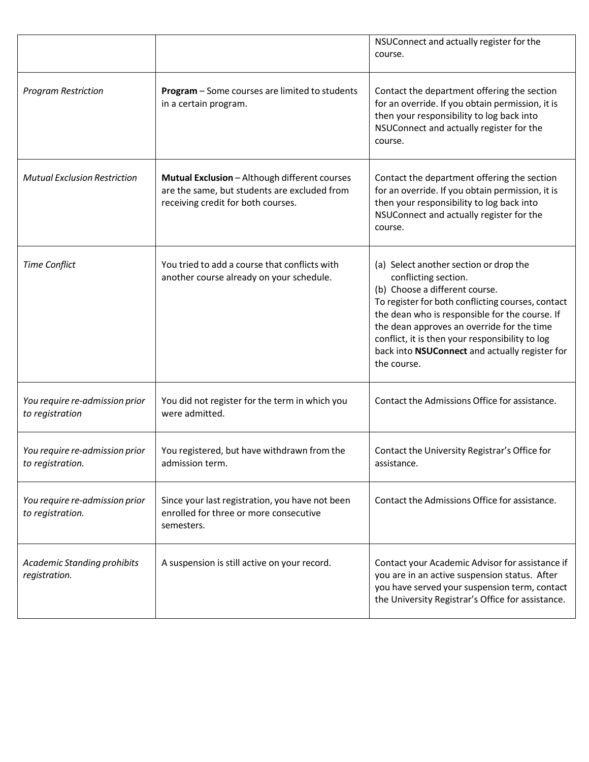| | | |
|---|---|---|
| | | NSUConnect and actually register for the course. |
| *Program Restriction* | **Program** – Some courses are limited to students in a certain program. | Contact the department offering the section for an override. If you obtain permission, it is then your responsibility to log back into NSUConnect and actually register for the course. |
| *Mutual Exclusion Restriction* | **Mutual Exclusion** – Although different courses are the same, but students are excluded from receiving credit for both courses. | Contact the department offering the section for an override. If you obtain permission, it is then your responsibility to log back into NSUConnect and actually register for the course. |
| *Time Conflict* | You tried to add a course that conflicts with another course already on your schedule. | (a) Select another section or drop the conflicting section.<br>(b) Choose a different course.<br>To register for both conflicting courses, contact the dean who is responsible for the course. If the dean approves an override for the time conflict, it is then your responsibility to log back into **NSUConnect** and actually register for the course. |
| *You require re-admission prior to registration* | You did not register for the term in which you were admitted. | Contact the Admissions Office for assistance. |
| *You require re-admission prior to registration.* | You registered, but have withdrawn from the admission term. | Contact the University Registrar's Office for assistance. |
| *You require re-admission prior to registration.* | Since your last registration, you have not been enrolled for three or more consecutive semesters. | Contact the Admissions Office for assistance. |
| *Academic Standing prohibits registration.* | A suspension is still active on your record. | Contact your Academic Advisor for assistance if you are in an active suspension status. After you have served your suspension term, contact the University Registrar's Office for assistance. |